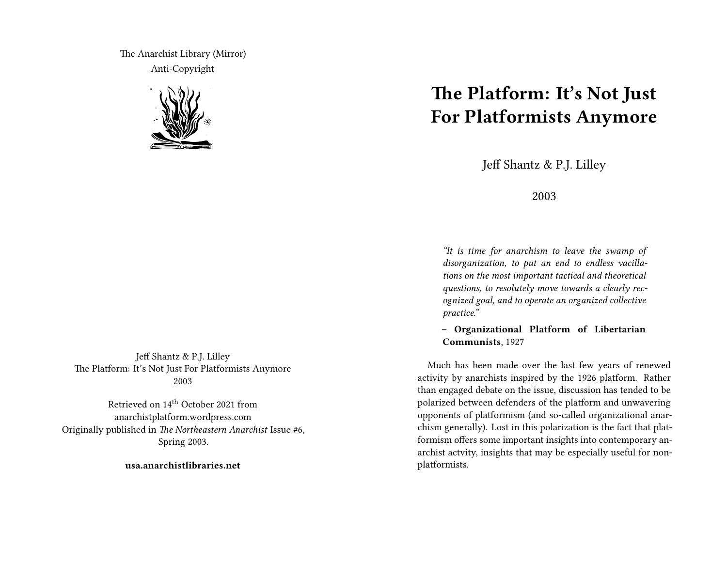The Anarchist Library (Mirror)
Anti-Copyright

Jeff Shantz & P.J. Lilley
The Platform: It's Not Just For Platformists Anymore
2003

Retrieved on 14th October 2021 from anarchistplatform.wordpress.com
Originally published in *The Northeastern Anarchist* Issue #6, Spring 2003.

**usa.anarchistlibraries.net**

# The Platform: It's Not Just For Platformists Anymore

Jeff Shantz & P.J. Lilley

2003

> *"It is time for anarchism to leave the swamp of disorganization, to put an end to endless vacillations on the most important tactical and theoretical questions, to resolutely move towards a clearly recognized goal, and to operate an organized collective practice."*
>
> – **Organizational Platform of Libertarian Communists**, 1927

Much has been made over the last few years of renewed activity by anarchists inspired by the 1926 platform. Rather than engaged debate on the issue, discussion has tended to be polarized between defenders of the platform and unwavering opponents of platformism (and so-called organizational anarchism generally). Lost in this polarization is the fact that platformism offers some important insights into contemporary anarchist actvity, insights that may be especially useful for non-platformists.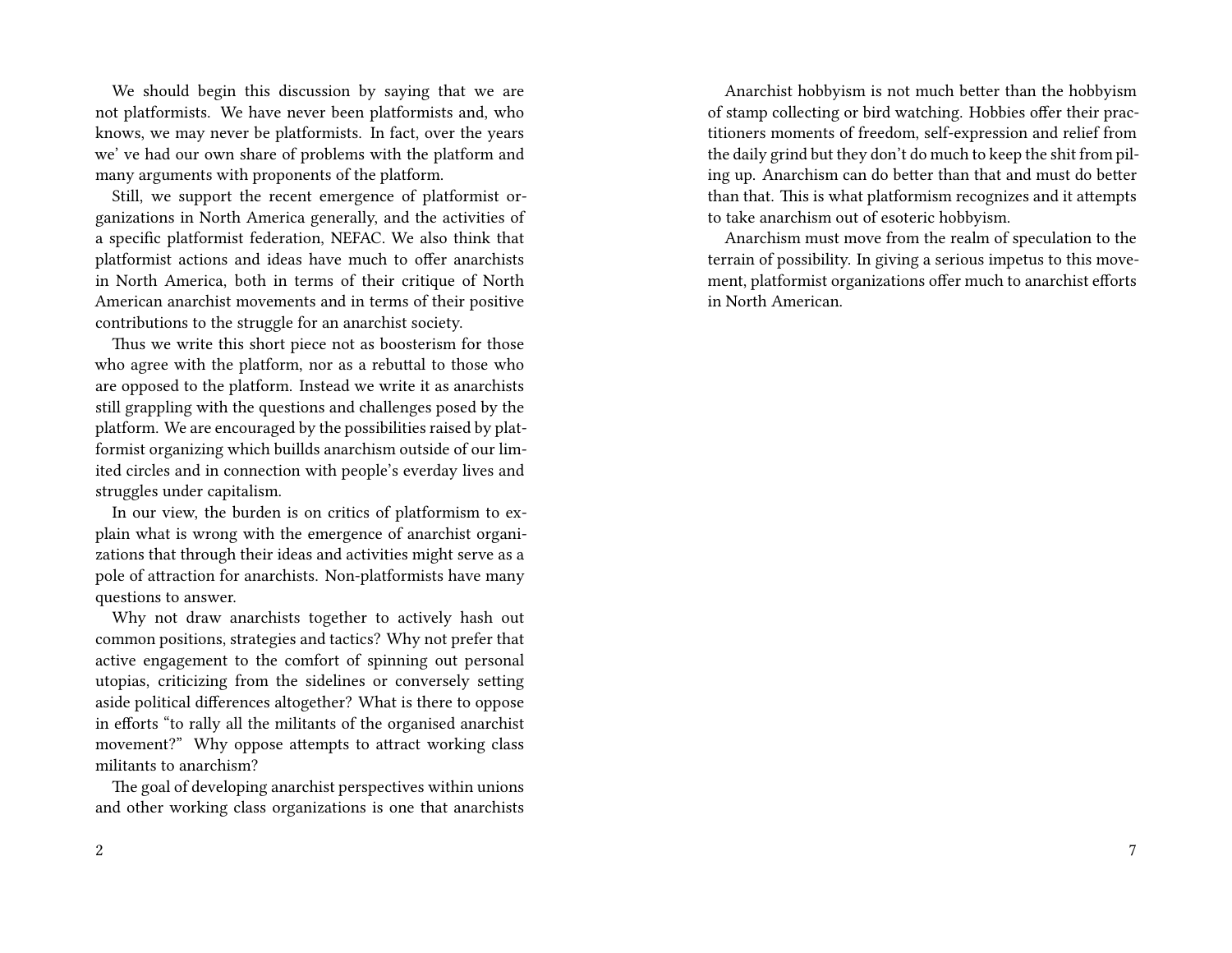We should begin this discussion by saying that we are not platformists. We have never been platformists and, who knows, we may never be platformists. In fact, over the years we' ve had our own share of problems with the platform and many arguments with proponents of the platform.

Still, we support the recent emergence of platformist organizations in North America generally, and the activities of a specific platformist federation, NEFAC. We also think that platformist actions and ideas have much to offer anarchists in North America, both in terms of their critique of North American anarchist movements and in terms of their positive contributions to the struggle for an anarchist society.

Thus we write this short piece not as boosterism for those who agree with the platform, nor as a rebuttal to those who are opposed to the platform. Instead we write it as anarchists still grappling with the questions and challenges posed by the platform. We are encouraged by the possibilities raised by platformist organizing which buillds anarchism outside of our limited circles and in connection with people's everday lives and struggles under capitalism.

In our view, the burden is on critics of platformism to explain what is wrong with the emergence of anarchist organizations that through their ideas and activities might serve as a pole of attraction for anarchists. Non-platformists have many questions to answer.

Why not draw anarchists together to actively hash out common positions, strategies and tactics? Why not prefer that active engagement to the comfort of spinning out personal utopias, criticizing from the sidelines or conversely setting aside political differences altogether? What is there to oppose in efforts "to rally all the militants of the organised anarchist movement?" Why oppose attempts to attract working class militants to anarchism?

The goal of developing anarchist perspectives within unions and other working class organizations is one that anarchists

Anarchist hobbyism is not much better than the hobbyism of stamp collecting or bird watching. Hobbies offer their practitioners moments of freedom, self-expression and relief from the daily grind but they don't do much to keep the shit from piling up. Anarchism can do better than that and must do better than that. This is what platformism recognizes and it attempts to take anarchism out of esoteric hobbyism.

Anarchism must move from the realm of speculation to the terrain of possibility. In giving a serious impetus to this movement, platformist organizations offer much to anarchist efforts in North American.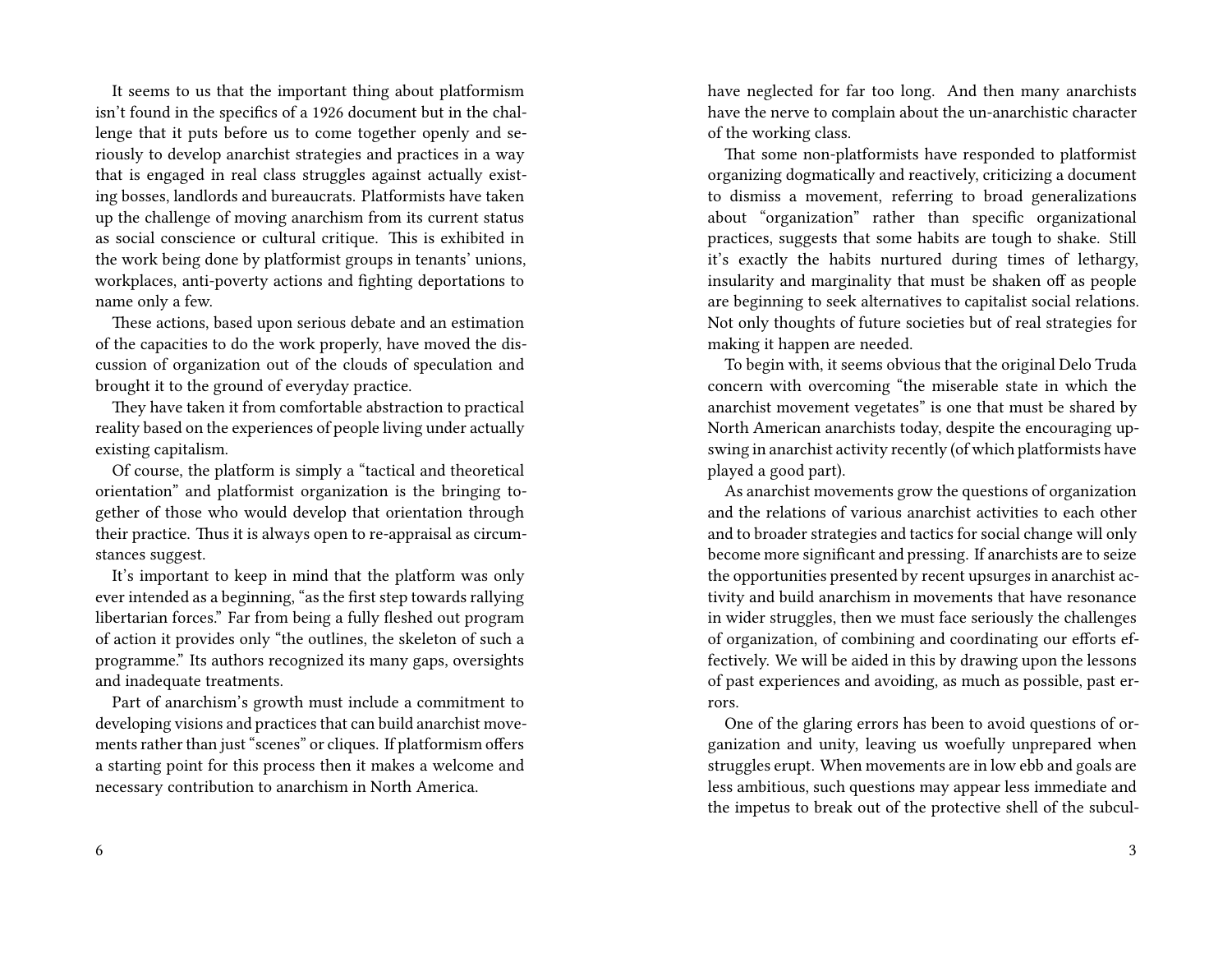It seems to us that the important thing about platformism isn't found in the specifics of a 1926 document but in the challenge that it puts before us to come together openly and seriously to develop anarchist strategies and practices in a way that is engaged in real class struggles against actually existing bosses, landlords and bureaucrats. Platformists have taken up the challenge of moving anarchism from its current status as social conscience or cultural critique. This is exhibited in the work being done by platformist groups in tenants' unions, workplaces, anti-poverty actions and fighting deportations to name only a few.

These actions, based upon serious debate and an estimation of the capacities to do the work properly, have moved the discussion of organization out of the clouds of speculation and brought it to the ground of everyday practice.

They have taken it from comfortable abstraction to practical reality based on the experiences of people living under actually existing capitalism.

Of course, the platform is simply a "tactical and theoretical orientation" and platformist organization is the bringing together of those who would develop that orientation through their practice. Thus it is always open to re-appraisal as circumstances suggest.

It's important to keep in mind that the platform was only ever intended as a beginning, "as the first step towards rallying libertarian forces." Far from being a fully fleshed out program of action it provides only "the outlines, the skeleton of such a programme." Its authors recognized its many gaps, oversights and inadequate treatments.

Part of anarchism's growth must include a commitment to developing visions and practices that can build anarchist movements rather than just "scenes" or cliques. If platformism offers a starting point for this process then it makes a welcome and necessary contribution to anarchism in North America.

have neglected for far too long. And then many anarchists have the nerve to complain about the un-anarchistic character of the working class.

That some non-platformists have responded to platformist organizing dogmatically and reactively, criticizing a document to dismiss a movement, referring to broad generalizations about "organization" rather than specific organizational practices, suggests that some habits are tough to shake. Still it's exactly the habits nurtured during times of lethargy, insularity and marginality that must be shaken off as people are beginning to seek alternatives to capitalist social relations. Not only thoughts of future societies but of real strategies for making it happen are needed.

To begin with, it seems obvious that the original Delo Truda concern with overcoming "the miserable state in which the anarchist movement vegetates" is one that must be shared by North American anarchists today, despite the encouraging upswing in anarchist activity recently (of which platformists have played a good part).

As anarchist movements grow the questions of organization and the relations of various anarchist activities to each other and to broader strategies and tactics for social change will only become more significant and pressing. If anarchists are to seize the opportunities presented by recent upsurges in anarchist activity and build anarchism in movements that have resonance in wider struggles, then we must face seriously the challenges of organization, of combining and coordinating our efforts effectively. We will be aided in this by drawing upon the lessons of past experiences and avoiding, as much as possible, past errors.

One of the glaring errors has been to avoid questions of organization and unity, leaving us woefully unprepared when struggles erupt. When movements are in low ebb and goals are less ambitious, such questions may appear less immediate and the impetus to break out of the protective shell of the subcul-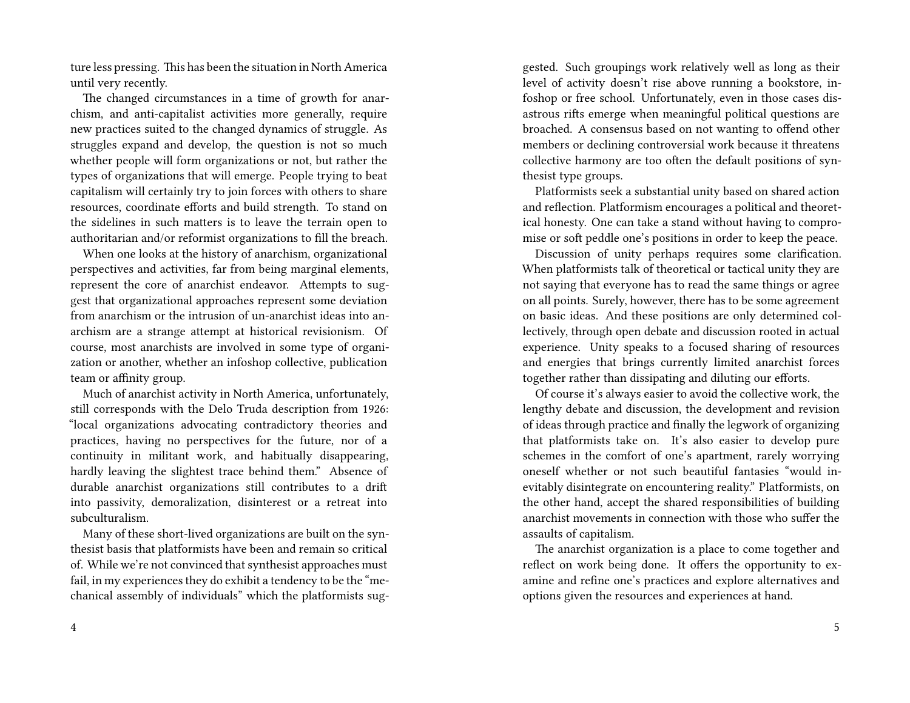ture less pressing. This has been the situation in North America until very recently.

The changed circumstances in a time of growth for anarchism, and anti-capitalist activities more generally, require new practices suited to the changed dynamics of struggle. As struggles expand and develop, the question is not so much whether people will form organizations or not, but rather the types of organizations that will emerge. People trying to beat capitalism will certainly try to join forces with others to share resources, coordinate efforts and build strength. To stand on the sidelines in such matters is to leave the terrain open to authoritarian and/or reformist organizations to fill the breach.

When one looks at the history of anarchism, organizational perspectives and activities, far from being marginal elements, represent the core of anarchist endeavor. Attempts to suggest that organizational approaches represent some deviation from anarchism or the intrusion of un-anarchist ideas into anarchism are a strange attempt at historical revisionism. Of course, most anarchists are involved in some type of organization or another, whether an infoshop collective, publication team or affinity group.

Much of anarchist activity in North America, unfortunately, still corresponds with the Delo Truda description from 1926: "local organizations advocating contradictory theories and practices, having no perspectives for the future, nor of a continuity in militant work, and habitually disappearing, hardly leaving the slightest trace behind them." Absence of durable anarchist organizations still contributes to a drift into passivity, demoralization, disinterest or a retreat into subculturalism.

Many of these short-lived organizations are built on the synthesist basis that platformists have been and remain so critical of. While we're not convinced that synthesist approaches must fail, in my experiences they do exhibit a tendency to be the "mechanical assembly of individuals" which the platformists suggested. Such groupings work relatively well as long as their level of activity doesn't rise above running a bookstore, infoshop or free school. Unfortunately, even in those cases disastrous rifts emerge when meaningful political questions are broached. A consensus based on not wanting to offend other members or declining controversial work because it threatens collective harmony are too often the default positions of synthesist type groups.

Platformists seek a substantial unity based on shared action and reflection. Platformism encourages a political and theoretical honesty. One can take a stand without having to compromise or soft peddle one's positions in order to keep the peace.

Discussion of unity perhaps requires some clarification. When platformists talk of theoretical or tactical unity they are not saying that everyone has to read the same things or agree on all points. Surely, however, there has to be some agreement on basic ideas. And these positions are only determined collectively, through open debate and discussion rooted in actual experience. Unity speaks to a focused sharing of resources and energies that brings currently limited anarchist forces together rather than dissipating and diluting our efforts.

Of course it's always easier to avoid the collective work, the lengthy debate and discussion, the development and revision of ideas through practice and finally the legwork of organizing that platformists take on. It's also easier to develop pure schemes in the comfort of one's apartment, rarely worrying oneself whether or not such beautiful fantasies "would inevitably disintegrate on encountering reality." Platformists, on the other hand, accept the shared responsibilities of building anarchist movements in connection with those who suffer the assaults of capitalism.

The anarchist organization is a place to come together and reflect on work being done. It offers the opportunity to examine and refine one's practices and explore alternatives and options given the resources and experiences at hand.